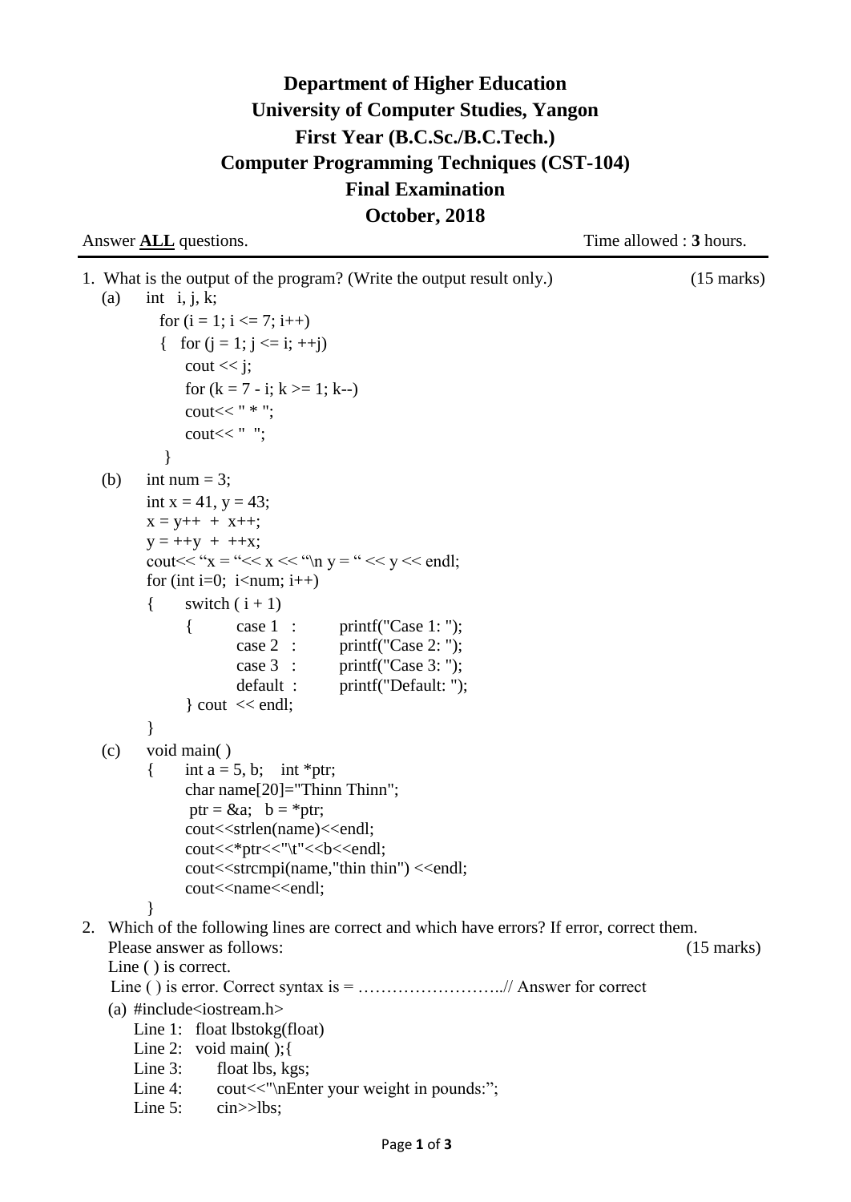# Department of Higher Education
# University of Computer Studies, Yangon
## First Year (B.C.Sc./B.C.Tech.)
## Computer Programming Techniques (CST-104)
## Final Examination
## October, 2018

Answer **ALL** questions. Time allowed : **3** hours.

---

1. What is the output of the program? (Write the output result only.) (15 marks)

(a)
```
int   i, j, k;
  for (i = 1; i <= 7; i++)
  {   for (j = 1; j <= i; ++j)
        cout << j;
        for (k = 7 - i; k >= 1; k--)
        cout<< " * ";
        cout<< "  ";
  }
```

(b)
```
int num = 3;
int x = 41, y = 43;
x = y++  +  x++;
y = ++y  +  ++x;
cout<< "x = "<< x << "\n y = " << y << endl;
for (int i=0;  i<num; i++)
{       switch ( i + 1)
        {       case 1  :       printf("Case 1: ");
                case 2  :       printf("Case 2: ");
                case 3  :       printf("Case 3: ");
                default  :      printf("Default: ");
        } cout  << endl;
}
```

(c)
```
void main( )
{       int a = 5, b;    int *ptr;
        char name[20]="Thinn Thinn";
         ptr = &a;   b = *ptr;
        cout<<strlen(name)<<endl;
        cout<<*ptr<<"\t"<<b<<endl;
        cout<<strcmpi(name,"thin thin") <<endl;
        cout<<name<<endl;
}
```

2. Which of the following lines are correct and which have errors? If error, correct them. Please answer as follows: (15 marks)

Line ( ) is correct.

Line ( ) is error. Correct syntax is = ……………………..// Answer for correct

(a)
```
#include<iostream.h>
Line 1:   float lbstokg(float)
Line 2:   void main( );{
Line 3:       float lbs, kgs;
Line 4:       cout<<"\nEnter your weight in pounds:";
Line 5:       cin>>lbs;
```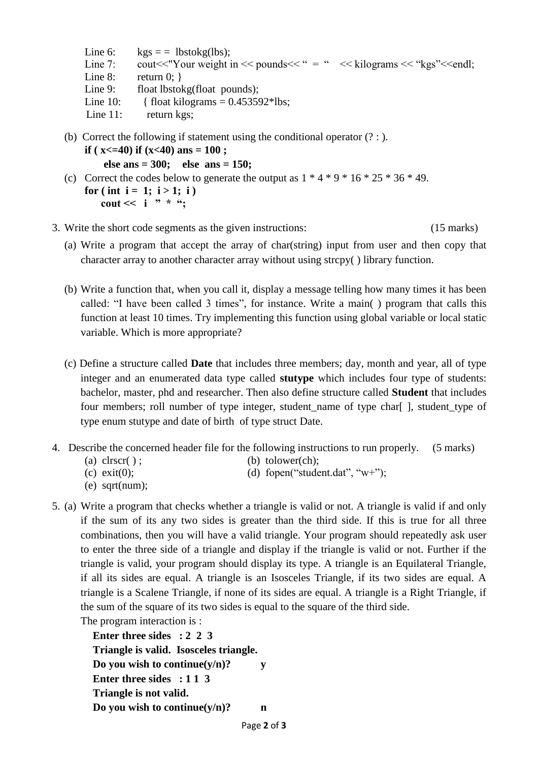Line 6: kgs = = lbstokg(lbs);
Line 7: cout<<"Your weight in << pounds<< " = " << kilograms << "kgs"<<endl;
Line 8: return 0; }
Line 9: float lbstokg(float pounds);
Line 10: { float kilograms = 0.453592*lbs;
Line 11: return kgs;

(b) Correct the following if statement using the conditional operator (? : ).

```
if ( x<=40) if (x<40) ans = 100 ;
     else ans = 300;    else  ans = 150;
```

(c) Correct the codes below to generate the output as 1 * 4 * 9 * 16 * 25 * 36 * 49.

```
for ( int  i =  1;  i > 1;  i )
     cout <<   i   " * ";
```

3. Write the short code segments as the given instructions: (15 marks)

(a) Write a program that accept the array of char(string) input from user and then copy that character array to another character array without using strcpy( ) library function.

(b) Write a function that, when you call it, display a message telling how many times it has been called: "I have been called 3 times", for instance. Write a main( ) program that calls this function at least 10 times. Try implementing this function using global variable or local static variable. Which is more appropriate?

(c) Define a structure called **Date** that includes three members; day, month and year, all of type integer and an enumerated data type called **stutype** which includes four type of students: bachelor, master, phd and researcher. Then also define structure called **Student** that includes four members; roll number of type integer, student_name of type char[ ], student_type of type enum stutype and date of birth of type struct Date.

4. Describe the concerned header file for the following instructions to run properly. (5 marks)

(a) clrscr( ) ;
(b) tolower(ch);
(c) exit(0);
(d) fopen("student.dat", "w+");
(e) sqrt(num);

5. (a) Write a program that checks whether a triangle is valid or not. A triangle is valid if and only if the sum of its any two sides is greater than the third side. If this is true for all three combinations, then you will have a valid triangle. Your program should repeatedly ask user to enter the three side of a triangle and display if the triangle is valid or not. Further if the triangle is valid, your program should display its type. A triangle is an Equilateral Triangle, if all its sides are equal. A triangle is an Isosceles Triangle, if its two sides are equal. A triangle is a Scalene Triangle, if none of its sides are equal. A triangle is a Right Triangle, if the sum of the square of its two sides is equal to the square of the third side.

The program interaction is :

**Enter three sides : 2 2 3**
**Triangle is valid. Isosceles triangle.**
**Do you wish to continue(y/n)? y**
**Enter three sides : 1 1 3**
**Triangle is not valid.**
**Do you wish to continue(y/n)? n**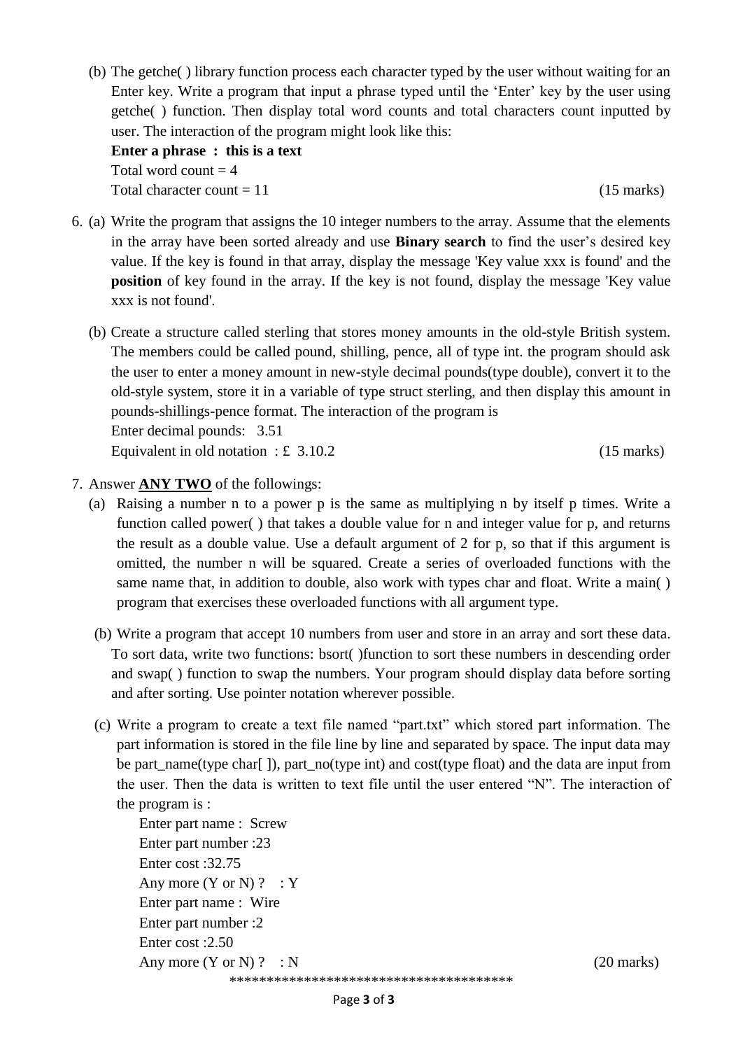(b) The getche( ) library function process each character typed by the user without waiting for an Enter key. Write a program that input a phrase typed until the 'Enter' key by the user using getche( ) function. Then display total word counts and total characters count inputted by user. The interaction of the program might look like this:

**Enter a phrase : this is a text**
Total word count = 4
Total character count = 11 (15 marks)

6. (a) Write the program that assigns the 10 integer numbers to the array. Assume that the elements in the array have been sorted already and use **Binary search** to find the user's desired key value. If the key is found in that array, display the message 'Key value xxx is found' and the **position** of key found in the array. If the key is not found, display the message 'Key value xxx is not found'.

   (b) Create a structure called sterling that stores money amounts in the old-style British system. The members could be called pound, shilling, pence, all of type int. the program should ask the user to enter a money amount in new-style decimal pounds(type double), convert it to the old-style system, store it in a variable of type struct sterling, and then display this amount in pounds-shillings-pence format. The interaction of the program is
   Enter decimal pounds: 3.51
   Equivalent in old notation : £ 3.10.2 (15 marks)

7. Answer **ANY TWO** of the followings:

   (a) Raising a number n to a power p is the same as multiplying n by itself p times. Write a function called power( ) that takes a double value for n and integer value for p, and returns the result as a double value. Use a default argument of 2 for p, so that if this argument is omitted, the number n will be squared. Create a series of overloaded functions with the same name that, in addition to double, also work with types char and float. Write a main( ) program that exercises these overloaded functions with all argument type.

   (b) Write a program that accept 10 numbers from user and store in an array and sort these data. To sort data, write two functions: bsort( )function to sort these numbers in descending order and swap( ) function to swap the numbers. Your program should display data before sorting and after sorting. Use pointer notation wherever possible.

   (c) Write a program to create a text file named "part.txt" which stored part information. The part information is stored in the file line by line and separated by space. The input data may be part_name(type char[ ]), part_no(type int) and cost(type float) and the data are input from the user. Then the data is written to text file until the user entered "N". The interaction of the program is :

   Enter part name : Screw
   Enter part number :23
   Enter cost :32.75
   Any more (Y or N) ? : Y
   Enter part name : Wire
   Enter part number :2
   Enter cost :2.50
   Any more (Y or N) ? : N (20 marks)

*************************************